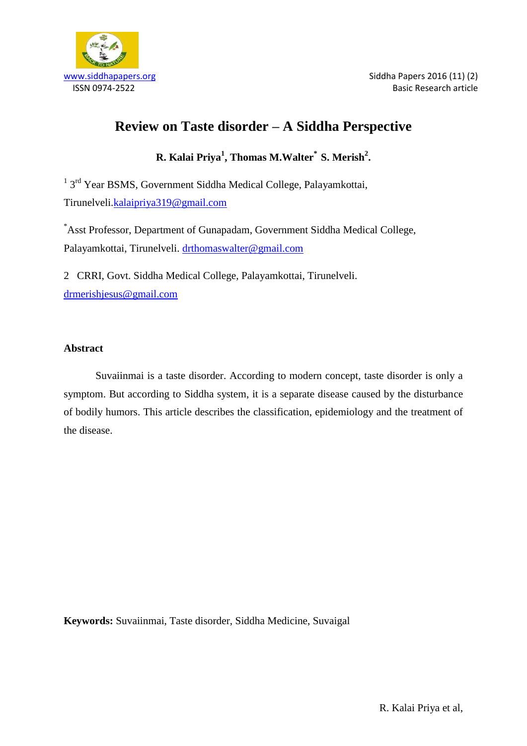www.siddhapapers.org
ISSN 0974-2522

Siddha Papers 2016 (11) (2)
Basic Research article

# Review on Taste disorder – A Siddha Perspective

**R. Kalai Priya[1], Thomas M.Walter[*] S. Merish[2].**

[1] 3rd Year BSMS, Government Siddha Medical College, Palayamkottai, Tirunelveli.kalaipriya319@gmail.com

[*]Asst Professor, Department of Gunapadam, Government Siddha Medical College, Palayamkottai, Tirunelveli. drthomaswalter@gmail.com

2 CRRI, Govt. Siddha Medical College, Palayamkottai, Tirunelveli. drmerishjesus@gmail.com

## Abstract

Suvaiinmai is a taste disorder. According to modern concept, taste disorder is only a symptom. But according to Siddha system, it is a separate disease caused by the disturbance of bodily humors. This article describes the classification, epidemiology and the treatment of the disease.

**Keywords:** Suvaiinmai, Taste disorder, Siddha Medicine, Suvaigal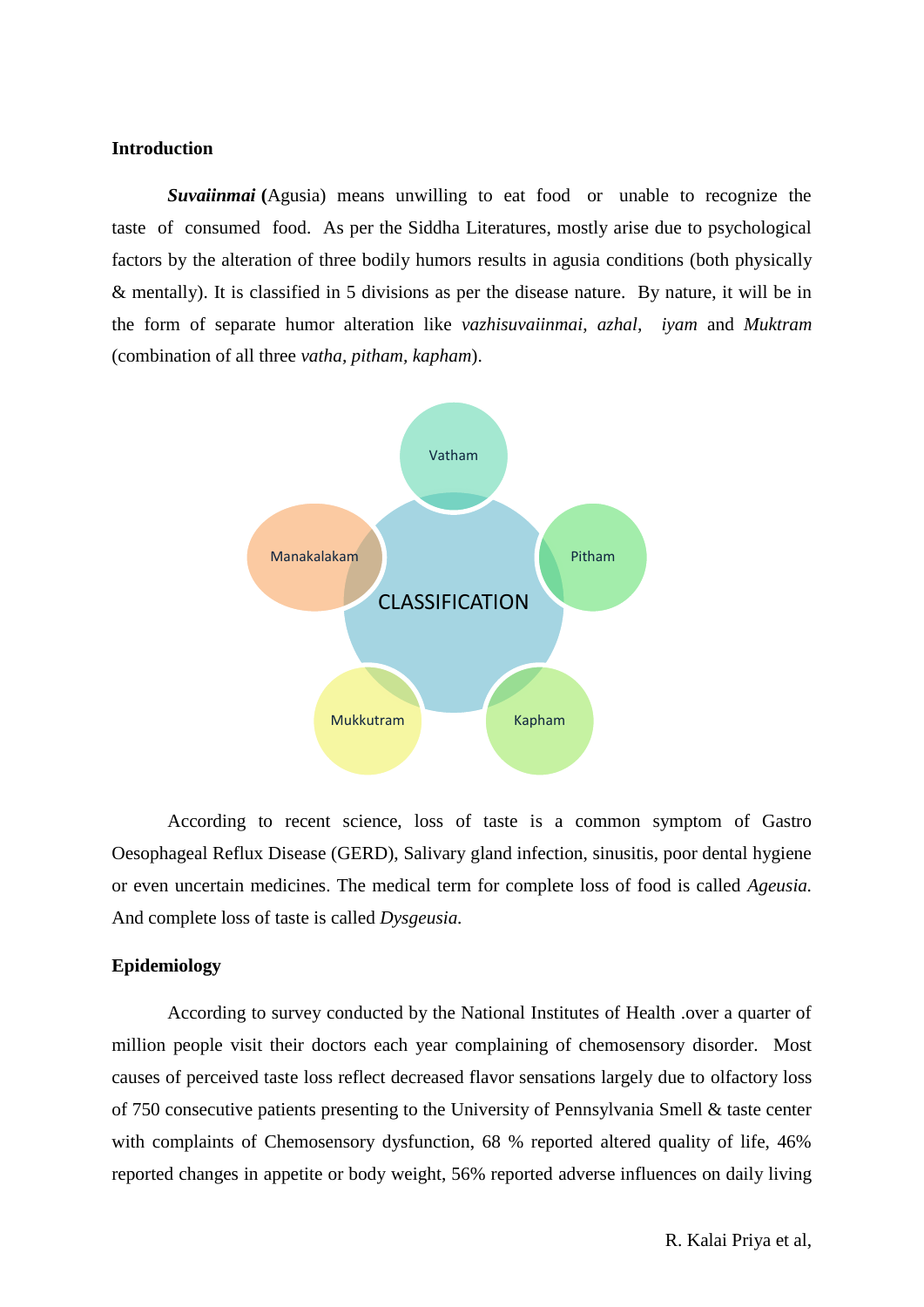**Introduction**

***Suvaiinmai*** **(**Agusia) means unwilling to eat food or unable to recognize the taste of consumed food. As per the Siddha Literatures, mostly arise due to psychological factors by the alteration of three bodily humors results in agusia conditions (both physically & mentally). It is classified in 5 divisions as per the disease nature. By nature, it will be in the form of separate humor alteration like *vazhisuvaiinmai*, *azhal*, *iyam* and *Muktram* (combination of all three *vatha, pitham, kapham*).

According to recent science, loss of taste is a common symptom of Gastro Oesophageal Reflux Disease (GERD), Salivary gland infection, sinusitis, poor dental hygiene or even uncertain medicines. The medical term for complete loss of food is called *Ageusia.* And complete loss of taste is called *Dysgeusia.*

**Epidemiology**

According to survey conducted by the National Institutes of Health .over a quarter of million people visit their doctors each year complaining of chemosensory disorder. Most causes of perceived taste loss reflect decreased flavor sensations largely due to olfactory loss of 750 consecutive patients presenting to the University of Pennsylvania Smell & taste center with complaints of Chemosensory dysfunction, 68 % reported altered quality of life, 46% reported changes in appetite or body weight, 56% reported adverse influences on daily living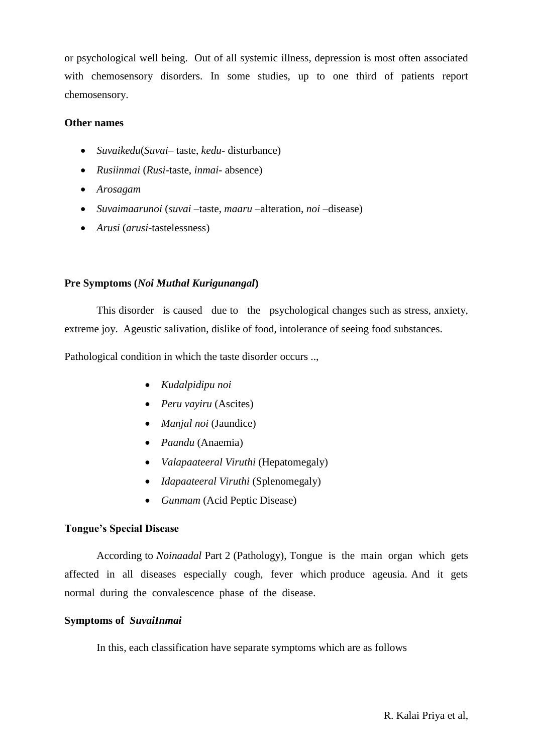or psychological well being. Out of all systemic illness, depression is most often associated with chemosensory disorders. In some studies, up to one third of patients report chemosensory.

**Other names**

- *Suvaikedu*(*Suvai*– taste, *kedu*- disturbance)
- *Rusiinmai* (*Rusi*-taste, *inmai*- absence)
- *Arosagam*
- *Suvaimaarunoi* (*suvai* –taste, *maaru* –alteration, *noi* –disease)
- *Arusi* (*arusi*-tastelessness)

**Pre Symptoms (*Noi Muthal Kurigunangal*)**

This disorder is caused due to the psychological changes such as stress, anxiety, extreme joy. Ageustic salivation, dislike of food, intolerance of seeing food substances.

Pathological condition in which the taste disorder occurs ..,

- *Kudalpidipu noi*
- *Peru vayiru* (Ascites)
- *Manjal noi* (Jaundice)
- *Paandu* (Anaemia)
- *Valapaateeral Viruthi* (Hepatomegaly)
- *Idapaateeral Viruthi* (Splenomegaly)
- *Gunmam* (Acid Peptic Disease)

**Tongue's Special Disease**

According to *Noinaadal* Part 2 (Pathology), Tongue is the main organ which gets affected in all diseases especially cough, fever which produce ageusia. And it gets normal during the convalescence phase of the disease.

**Symptoms of *SuvaiInmai***

In this, each classification have separate symptoms which are as follows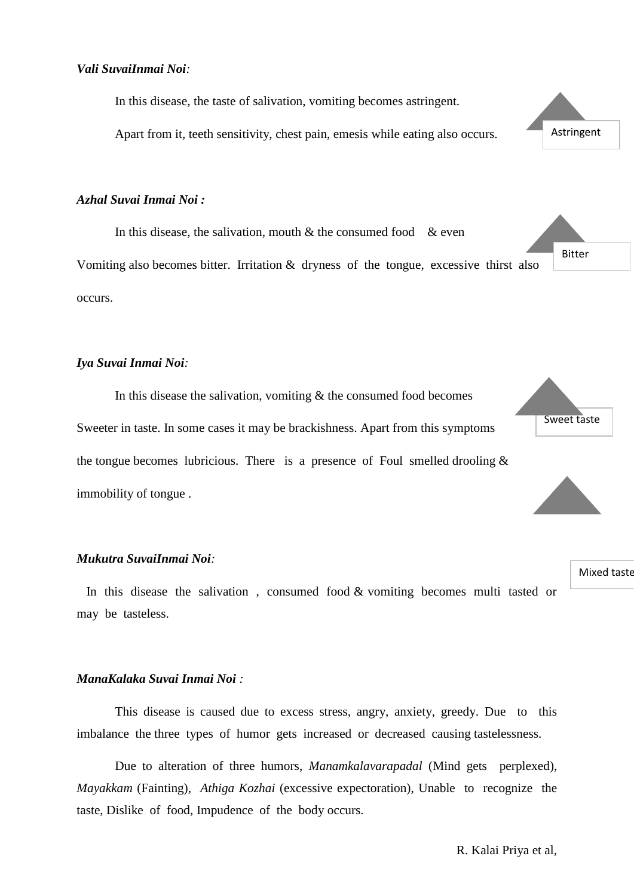***Vali SuvaiInmai Noi***:

In this disease, the taste of salivation, vomiting becomes astringent.

Apart from it, teeth sensitivity, chest pain, emesis while eating also occurs.

Astringent

***Azhal Suvai Inmai Noi :***

In this disease, the salivation, mouth & the consumed food & even Vomiting also becomes bitter. Irritation & dryness of the tongue, excessive thirst also occurs.

Bitter

***Iya Suvai Inmai Noi***:

In this disease the salivation, vomiting & the consumed food becomes Sweeter in taste. In some cases it may be brackishness. Apart from this symptoms the tongue becomes lubricious. There is a presence of Foul smelled drooling & immobility of tongue .

Sweet taste

***Mukutra SuvaiInmai Noi***:

In this disease the salivation , consumed food & vomiting becomes multi tasted or may be tasteless.

Mixed taste

***ManaKalaka Suvai Inmai Noi*** *:*

This disease is caused due to excess stress, angry, anxiety, greedy. Due to this imbalance the three types of humor gets increased or decreased causing tastelessness.

Due to alteration of three humors, *Manamkalavarapadal* (Mind gets perplexed), *Mayakkam* (Fainting), *Athiga Kozhai* (excessive expectoration), Unable to recognize the taste, Dislike of food, Impudence of the body occurs.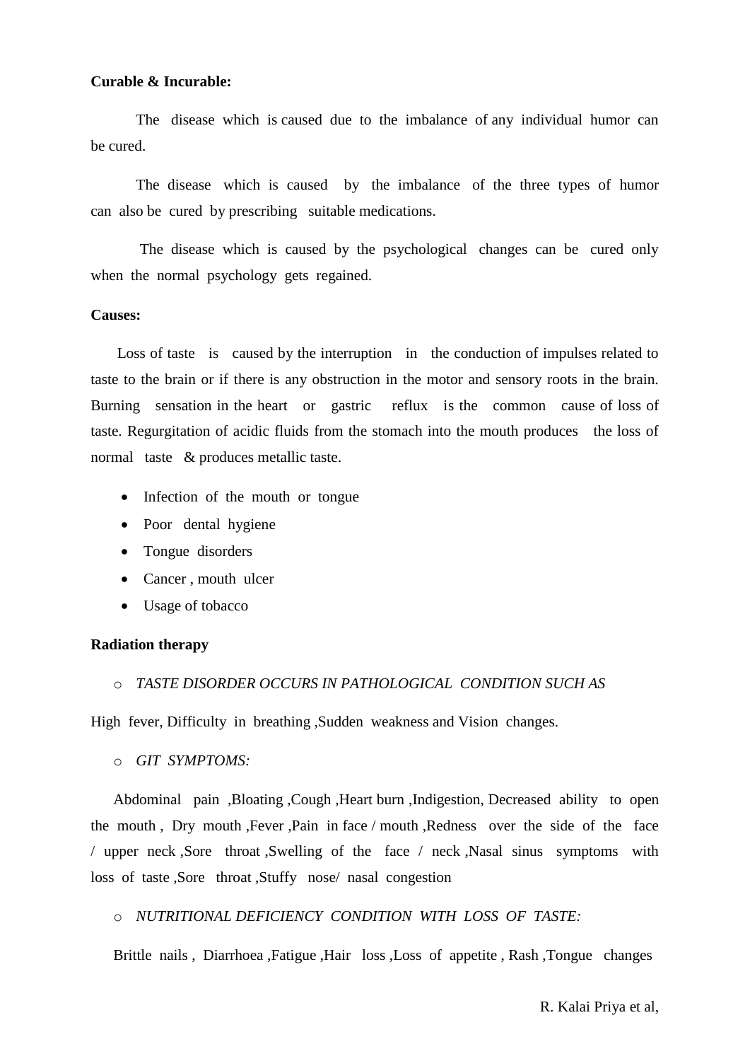**Curable & Incurable:**

The disease which is caused due to the imbalance of any individual humor can be cured.

The disease which is caused by the imbalance of the three types of humor can also be cured by prescribing suitable medications.

The disease which is caused by the psychological changes can be cured only when the normal psychology gets regained.

**Causes:**

Loss of taste is caused by the interruption in the conduction of impulses related to taste to the brain or if there is any obstruction in the motor and sensory roots in the brain. Burning sensation in the heart or gastric reflux is the common cause of loss of taste. Regurgitation of acidic fluids from the stomach into the mouth produces the loss of normal taste & produces metallic taste.

- Infection of the mouth or tongue
- Poor dental hygiene
- Tongue disorders
- Cancer , mouth ulcer
- Usage of tobacco

**Radiation therapy**

- *TASTE DISORDER OCCURS IN PATHOLOGICAL CONDITION SUCH AS*

High fever, Difficulty in breathing ,Sudden weakness and Vision changes.

- *GIT SYMPTOMS:*

Abdominal pain ,Bloating ,Cough ,Heart burn ,Indigestion, Decreased ability to open the mouth , Dry mouth ,Fever ,Pain in face / mouth ,Redness over the side of the face / upper neck ,Sore throat ,Swelling of the face / neck ,Nasal sinus symptoms with loss of taste ,Sore throat ,Stuffy nose/ nasal congestion

- *NUTRITIONAL DEFICIENCY CONDITION WITH LOSS OF TASTE:*

Brittle nails , Diarrhoea ,Fatigue ,Hair loss ,Loss of appetite , Rash ,Tongue changes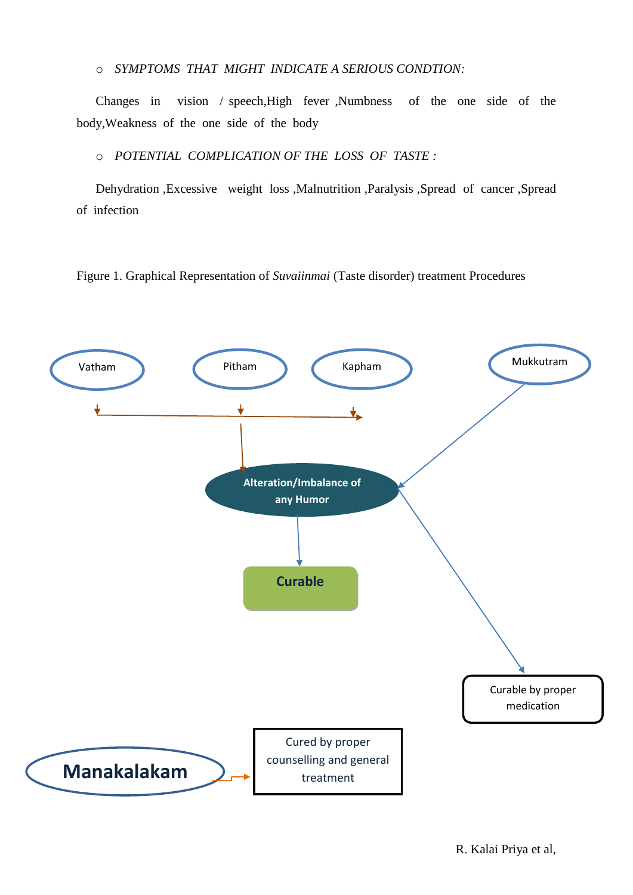- *SYMPTOMS THAT MIGHT INDICATE A SERIOUS CONDTION:*

Changes in vision / speech,High fever ,Numbness of the one side of the body,Weakness of the one side of the body

- *POTENTIAL COMPLICATION OF THE LOSS OF TASTE :*

Dehydration ,Excessive weight loss ,Malnutrition ,Paralysis ,Spread of cancer ,Spread of infection

Figure 1. Graphical Representation of *Suvaiinmai* (Taste disorder) treatment Procedures

Vatham

Pitham

Kapham

Mukkutram

Alteration/Imbalance of any Humor

Curable

Curable by proper medication

Manakalakam

Cured by proper counselling and general treatment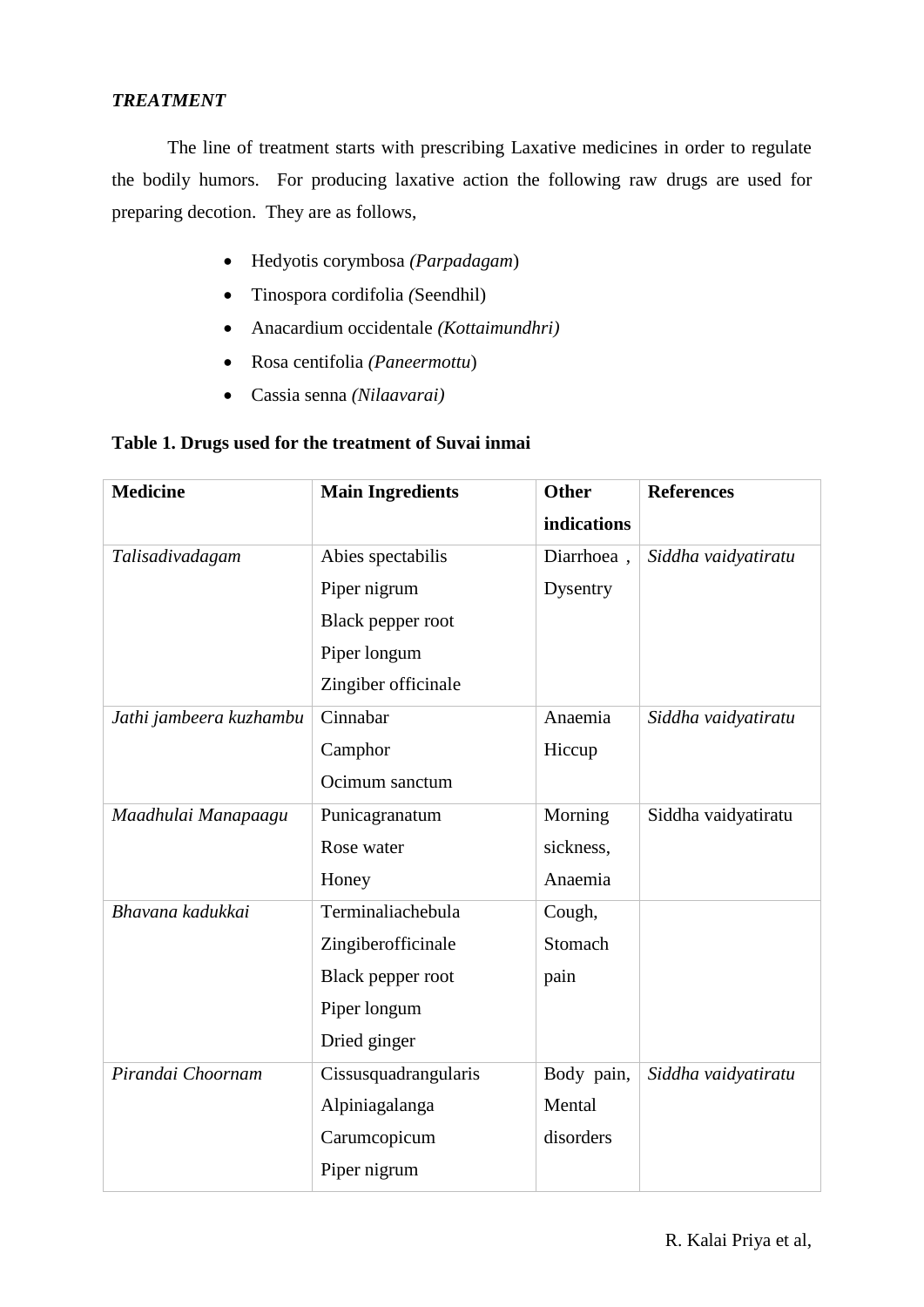***TREATMENT***

The line of treatment starts with prescribing Laxative medicines in order to regulate the bodily humors. For producing laxative action the following raw drugs are used for preparing decotion. They are as follows,

- Hedyotis corymbosa *(Parpadagam*)
- Tinospora cordifolia *(*Seendhil)
- Anacardium occidentale *(Kottaimundhri)*
- Rosa centifolia *(Paneermottu*)
- Cassia senna *(Nilaavarai)*

**Table 1. Drugs used for the treatment of Suvai inmai**

| **Medicine** | **Main Ingredients** | **Other indications** | **References** |
|---|---|---|---|
| *Talisadivadagam* | Abies spectabilis<br>Piper nigrum<br>Black pepper root<br>Piper longum<br>Zingiber officinale | Diarrhoea , Dysentry | *Siddha vaidyatiratu* |
| *Jathi jambeera kuzhambu* | Cinnabar<br>Camphor<br>Ocimum sanctum | Anaemia<br>Hiccup | *Siddha vaidyatiratu* |
| *Maadhulai Manapaagu* | Punicagranatum<br>Rose water<br>Honey | Morning sickness, Anaemia | Siddha vaidyatiratu |
| *Bhavana kadukkai* | Terminaliachebula<br>Zingiberofficinale<br>Black pepper root<br>Piper longum<br>Dried ginger | Cough, Stomach pain | |
| *Pirandai Choornam* | Cissusquadrangularis<br>Alpiniagalanga<br>Carumcopicum<br>Piper nigrum | Body pain, Mental disorders | *Siddha vaidyatiratu* |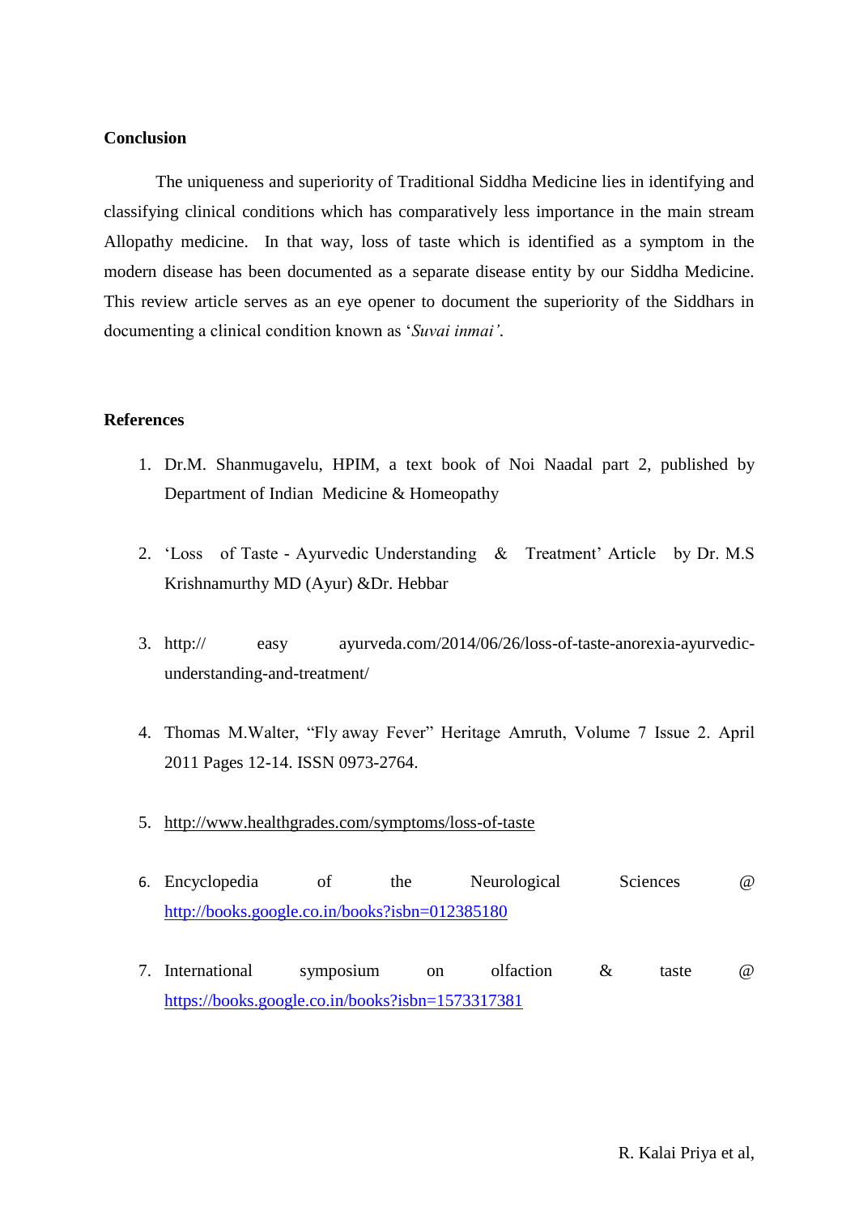## Conclusion

The uniqueness and superiority of Traditional Siddha Medicine lies in identifying and classifying clinical conditions which has comparatively less importance in the main stream Allopathy medicine. In that way, loss of taste which is identified as a symptom in the modern disease has been documented as a separate disease entity by our Siddha Medicine. This review article serves as an eye opener to document the superiority of the Siddhars in documenting a clinical condition known as '*Suvai inmai'*.

## References

1. Dr.M. Shanmugavelu, HPIM, a text book of Noi Naadal part 2, published by Department of Indian Medicine & Homeopathy
2. 'Loss of Taste - Ayurvedic Understanding & Treatment' Article by Dr. M.S Krishnamurthy MD (Ayur) &Dr. Hebbar
3. http:// easy ayurveda.com/2014/06/26/loss-of-taste-anorexia-ayurvedic-understanding-and-treatment/
4. Thomas M.Walter, "Fly away Fever" Heritage Amruth, Volume 7 Issue 2. April 2011 Pages 12-14. ISSN 0973-2764.
5. http://www.healthgrades.com/symptoms/loss-of-taste
6. Encyclopedia of the Neurological Sciences @ http://books.google.co.in/books?isbn=012385180
7. International symposium on olfaction & taste @ https://books.google.co.in/books?isbn=1573317381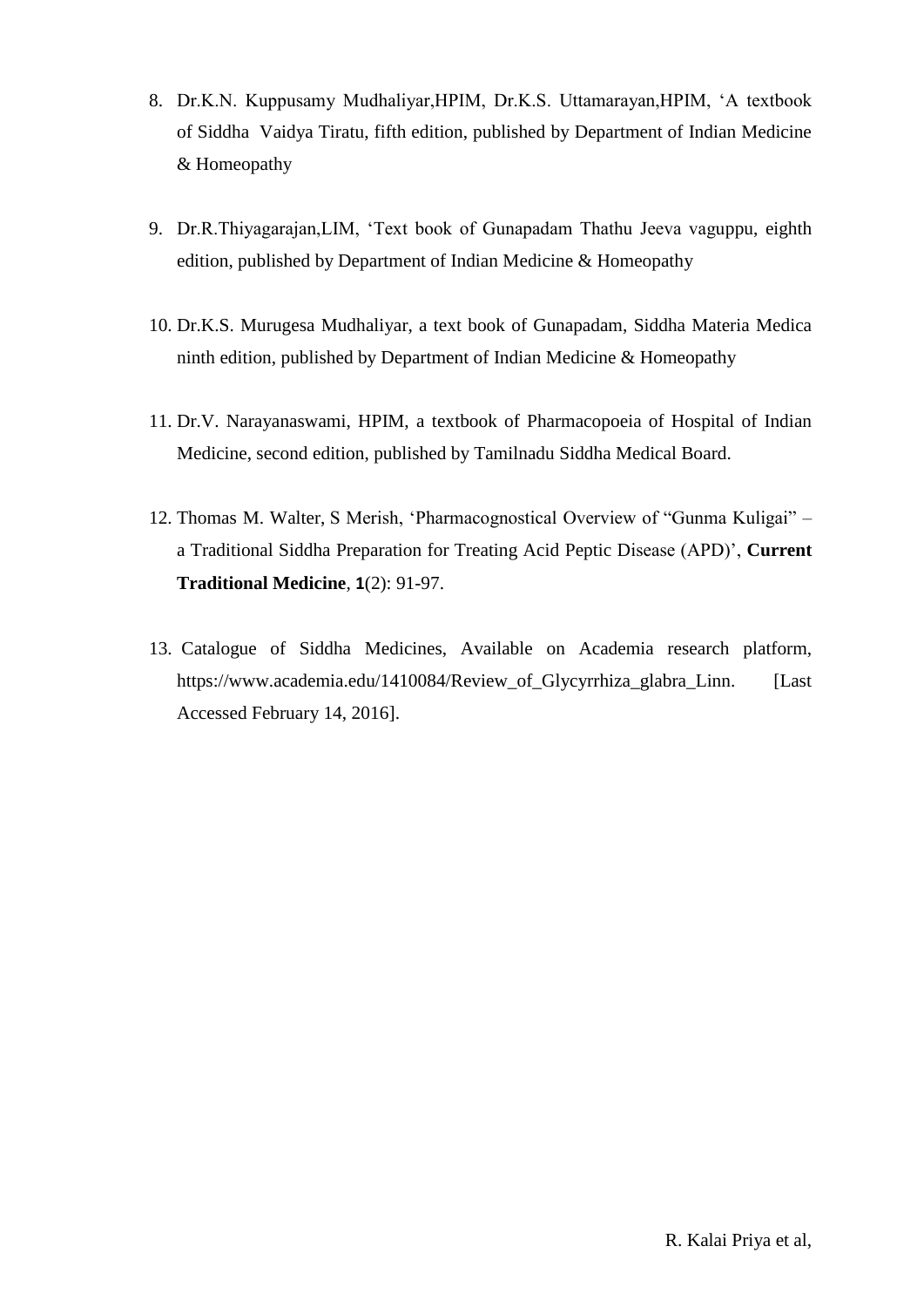8. Dr.K.N. Kuppusamy Mudhaliyar,HPIM, Dr.K.S. Uttamarayan,HPIM, 'A textbook of Siddha Vaidya Tiratu, fifth edition, published by Department of Indian Medicine & Homeopathy

9. Dr.R.Thiyagarajan,LIM, 'Text book of Gunapadam Thathu Jeeva vaguppu, eighth edition, published by Department of Indian Medicine & Homeopathy

10. Dr.K.S. Murugesa Mudhaliyar, a text book of Gunapadam, Siddha Materia Medica ninth edition, published by Department of Indian Medicine & Homeopathy

11. Dr.V. Narayanaswami, HPIM, a textbook of Pharmacopoeia of Hospital of Indian Medicine, second edition, published by Tamilnadu Siddha Medical Board.

12. Thomas M. Walter, S Merish, 'Pharmacognostical Overview of "Gunma Kuligai" – a Traditional Siddha Preparation for Treating Acid Peptic Disease (APD)', **Current Traditional Medicine**, **1**(2): 91-97.

13. Catalogue of Siddha Medicines, Available on Academia research platform, https://www.academia.edu/1410084/Review_of_Glycyrrhiza_glabra_Linn. [Last Accessed February 14, 2016].